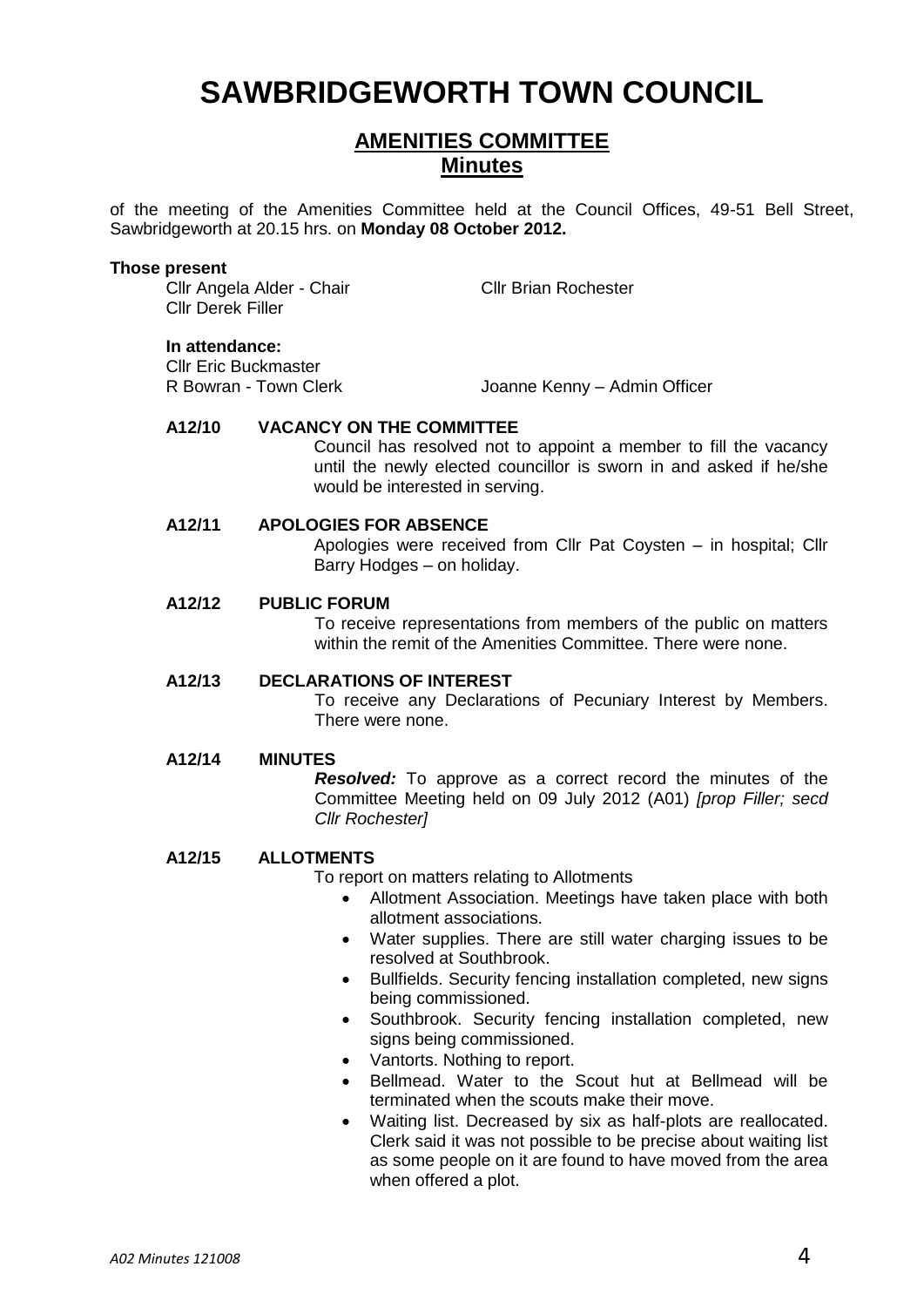# SAWBRIDGEWORTH TOWN COUNCIL

## AMENITIES COMMITTEE
## Minutes

of the meeting of the Amenities Committee held at the Council Offices, 49-51 Bell Street, Sawbridgeworth at 20.15 hrs. on **Monday 08 October 2012.**

**Those present**

Cllr Angela Alder - Chair
Cllr Brian Rochester
Cllr Derek Filler

**In attendance:**

Cllr Eric Buckmaster
R Bowran - Town Clerk
Joanne Kenny – Admin Officer

**A12/10 VACANCY ON THE COMMITTEE**

Council has resolved not to appoint a member to fill the vacancy until the newly elected councillor is sworn in and asked if he/she would be interested in serving.

**A12/11 APOLOGIES FOR ABSENCE**

Apologies were received from Cllr Pat Coysten – in hospital; Cllr Barry Hodges – on holiday.

**A12/12 PUBLIC FORUM**

To receive representations from members of the public on matters within the remit of the Amenities Committee. There were none.

**A12/13 DECLARATIONS OF INTEREST**

To receive any Declarations of Pecuniary Interest by Members. There were none.

**A12/14 MINUTES**

***Resolved:*** To approve as a correct record the minutes of the Committee Meeting held on 09 July 2012 (A01) *[prop Filler; secd Cllr Rochester]*

**A12/15 ALLOTMENTS**

To report on matters relating to Allotments

- Allotment Association. Meetings have taken place with both allotment associations.
- Water supplies. There are still water charging issues to be resolved at Southbrook.
- Bullfields. Security fencing installation completed, new signs being commissioned.
- Southbrook. Security fencing installation completed, new signs being commissioned.
- Vantorts. Nothing to report.
- Bellmead. Water to the Scout hut at Bellmead will be terminated when the scouts make their move.
- Waiting list. Decreased by six as half-plots are reallocated. Clerk said it was not possible to be precise about waiting list as some people on it are found to have moved from the area when offered a plot.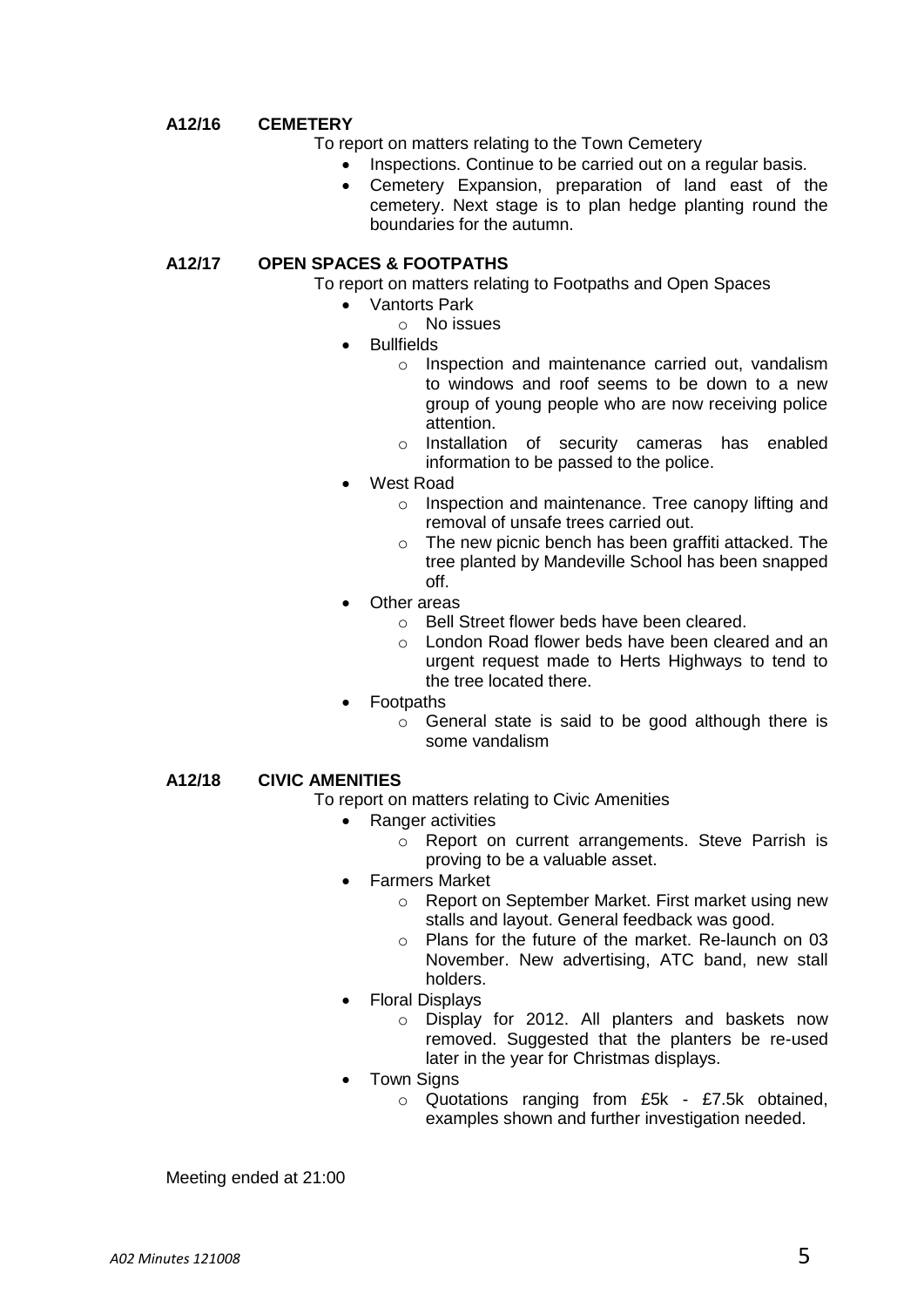**A12/16 CEMETERY**

To report on matters relating to the Town Cemetery

- Inspections. Continue to be carried out on a regular basis.
- Cemetery Expansion, preparation of land east of the cemetery. Next stage is to plan hedge planting round the boundaries for the autumn.

**A12/17 OPEN SPACES & FOOTPATHS**

To report on matters relating to Footpaths and Open Spaces

- Vantorts Park
  - No issues
- Bullfields
  - Inspection and maintenance carried out, vandalism to windows and roof seems to be down to a new group of young people who are now receiving police attention.
  - Installation of security cameras has enabled information to be passed to the police.
- West Road
  - Inspection and maintenance. Tree canopy lifting and removal of unsafe trees carried out.
  - The new picnic bench has been graffiti attacked. The tree planted by Mandeville School has been snapped off.
- Other areas
  - Bell Street flower beds have been cleared.
  - London Road flower beds have been cleared and an urgent request made to Herts Highways to tend to the tree located there.
- Footpaths
  - General state is said to be good although there is some vandalism

**A12/18 CIVIC AMENITIES**

To report on matters relating to Civic Amenities

- Ranger activities
  - Report on current arrangements. Steve Parrish is proving to be a valuable asset.
- Farmers Market
  - Report on September Market. First market using new stalls and layout. General feedback was good.
  - Plans for the future of the market. Re-launch on 03 November. New advertising, ATC band, new stall holders.
- Floral Displays
  - Display for 2012. All planters and baskets now removed. Suggested that the planters be re-used later in the year for Christmas displays.
- Town Signs
  - Quotations ranging from £5k - £7.5k obtained, examples shown and further investigation needed.

Meeting ended at 21:00